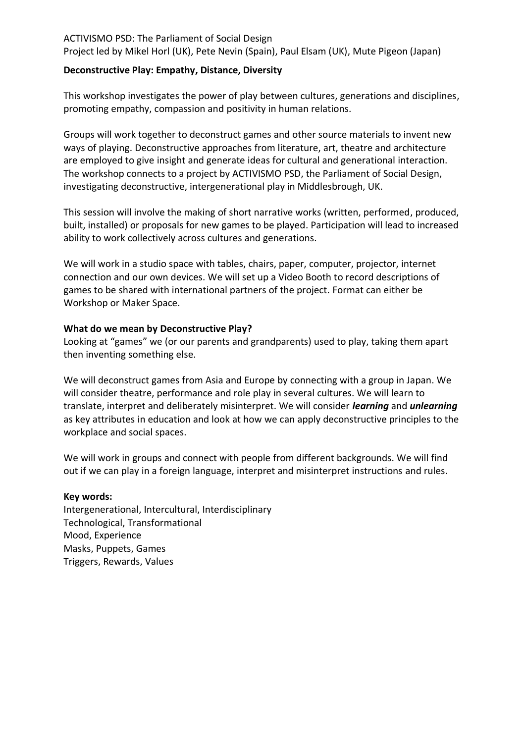ACTIVISMO PSD: The Parliament of Social Design
Project led by Mikel Horl (UK), Pete Nevin (Spain), Paul Elsam (UK), Mute Pigeon (Japan)

**Deconstructive Play: Empathy, Distance, Diversity**

This workshop investigates the power of play between cultures, generations and disciplines, promoting empathy, compassion and positivity in human relations.

Groups will work together to deconstruct games and other source materials to invent new ways of playing. Deconstructive approaches from literature, art, theatre and architecture are employed to give insight and generate ideas for cultural and generational interaction. The workshop connects to a project by ACTIVISMO PSD, the Parliament of Social Design, investigating deconstructive, intergenerational play in Middlesbrough, UK.

This session will involve the making of short narrative works (written, performed, produced, built, installed) or proposals for new games to be played. Participation will lead to increased ability to work collectively across cultures and generations.

We will work in a studio space with tables, chairs, paper, computer, projector, internet connection and our own devices. We will set up a Video Booth to record descriptions of games to be shared with international partners of the project. Format can either be Workshop or Maker Space.

**What do we mean by Deconstructive Play?**
Looking at "games" we (or our parents and grandparents) used to play, taking them apart then inventing something else.

We will deconstruct games from Asia and Europe by connecting with a group in Japan. We will consider theatre, performance and role play in several cultures. We will learn to translate, interpret and deliberately misinterpret. We will consider ***learning*** and ***unlearning*** as key attributes in education and look at how we can apply deconstructive principles to the workplace and social spaces.

We will work in groups and connect with people from different backgrounds. We will find out if we can play in a foreign language, interpret and misinterpret instructions and rules.

**Key words:**
Intergenerational, Intercultural, Interdisciplinary
Technological, Transformational
Mood, Experience
Masks, Puppets, Games
Triggers, Rewards, Values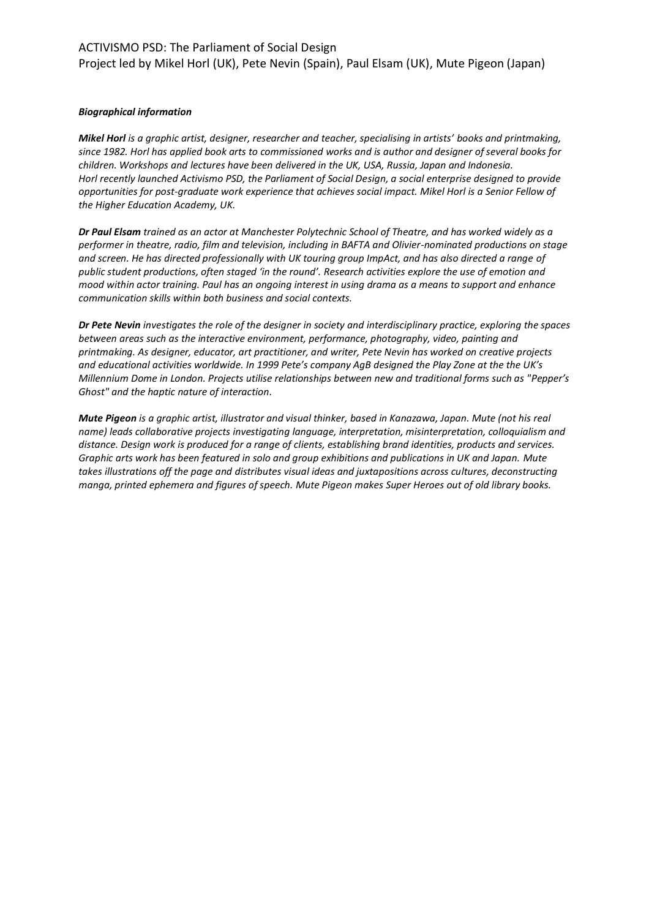ACTIVISMO PSD: The Parliament of Social Design
Project led by Mikel Horl (UK), Pete Nevin (Spain), Paul Elsam (UK), Mute Pigeon (Japan)

***Biographical information***

***Mikel Horl*** *is a graphic artist, designer, researcher and teacher, specialising in artists' books and printmaking, since 1982. Horl has applied book arts to commissioned works and is author and designer of several books for children. Workshops and lectures have been delivered in the UK, USA, Russia, Japan and Indonesia. Horl recently launched Activismo PSD, the Parliament of Social Design, a social enterprise designed to provide opportunities for post-graduate work experience that achieves social impact. Mikel Horl is a Senior Fellow of the Higher Education Academy, UK.*

***Dr Paul Elsam*** *trained as an actor at Manchester Polytechnic School of Theatre, and has worked widely as a performer in theatre, radio, film and television, including in BAFTA and Olivier-nominated productions on stage and screen. He has directed professionally with UK touring group ImpAct, and has also directed a range of public student productions, often staged 'in the round'. Research activities explore the use of emotion and mood within actor training. Paul has an ongoing interest in using drama as a means to support and enhance communication skills within both business and social contexts.*

***Dr Pete Nevin*** *investigates the role of the designer in society and interdisciplinary practice, exploring the spaces between areas such as the interactive environment, performance, photography, video, painting and printmaking. As designer, educator, art practitioner, and writer, Pete Nevin has worked on creative projects and educational activities worldwide. In 1999 Pete's company AgB designed the Play Zone at the the UK's Millennium Dome in London. Projects utilise relationships between new and traditional forms such as "Pepper's Ghost" and the haptic nature of interaction.*

***Mute Pigeon*** *is a graphic artist, illustrator and visual thinker, based in Kanazawa, Japan. Mute (not his real name) leads collaborative projects investigating language, interpretation, misinterpretation, colloquialism and distance. Design work is produced for a range of clients, establishing brand identities, products and services. Graphic arts work has been featured in solo and group exhibitions and publications in UK and Japan. Mute takes illustrations off the page and distributes visual ideas and juxtapositions across cultures, deconstructing manga, printed ephemera and figures of speech. Mute Pigeon makes Super Heroes out of old library books.*